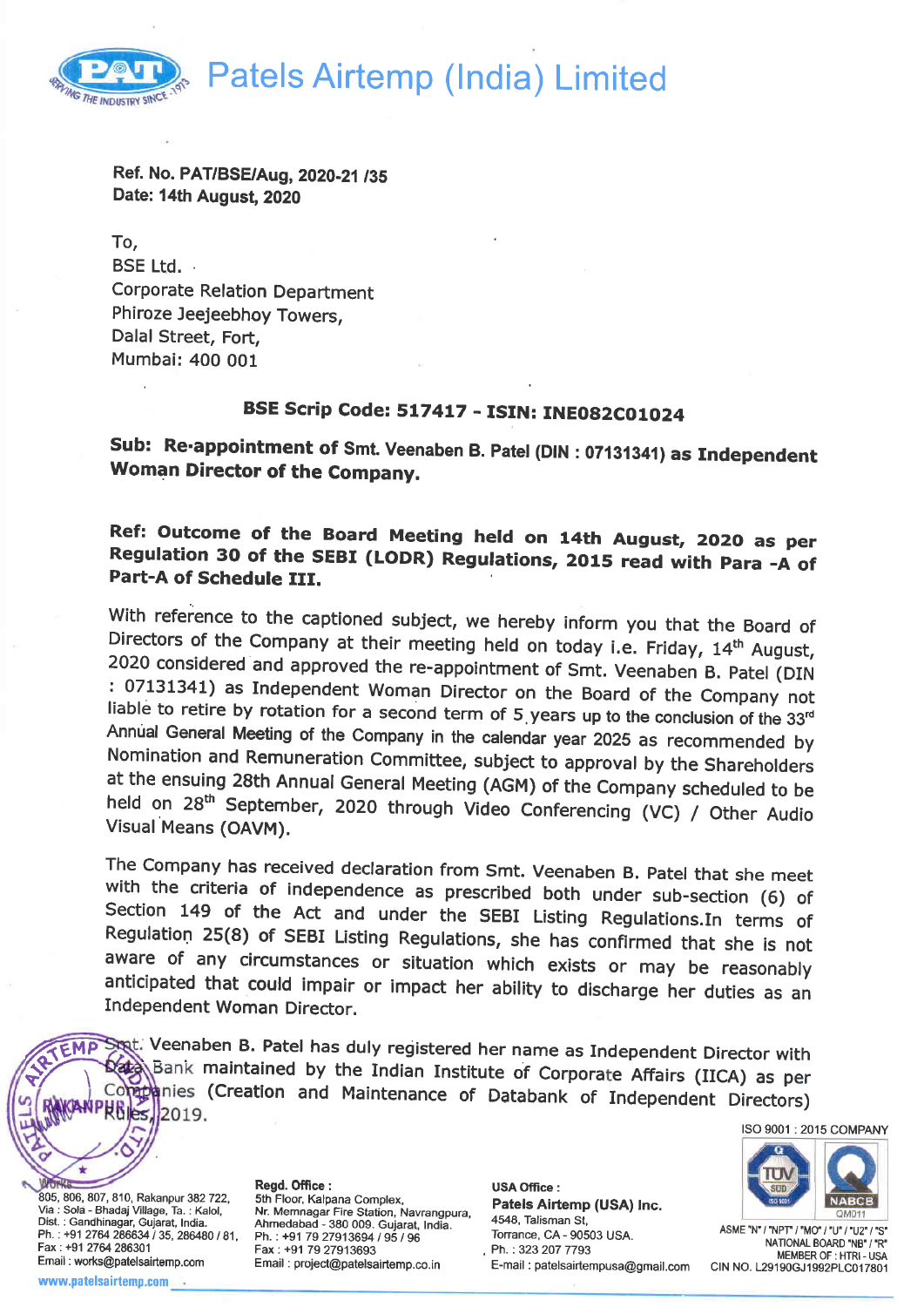# Patels Airtemp (India) Limited

**Ref. No. PAT/BSE/Aug, 2020-21 /35**
**Date: 14th August, 2020**

To,
BSE Ltd.
Corporate Relation Department
Phiroze Jeejeebhoy Towers,
Dalal Street, Fort,
Mumbai: 400 001

**BSE Scrip Code: 517417 - ISIN: INE082C01024**

**Sub: Re-appointment of Smt. Veenaben B. Patel (DIN : 07131341) as Independent Woman Director of the Company.**

**Ref: Outcome of the Board Meeting held on 14th August, 2020 as per Regulation 30 of the SEBI (LODR) Regulations, 2015 read with Para -A of Part-A of Schedule III.**

With reference to the captioned subject, we hereby inform you that the Board of Directors of the Company at their meeting held on today i.e. Friday, 14th August, 2020 considered and approved the re-appointment of Smt. Veenaben B. Patel (DIN : 07131341) as Independent Woman Director on the Board of the Company not liable to retire by rotation for a second term of 5 years up to the conclusion of the 33rd Annual General Meeting of the Company in the calendar year 2025 as recommended by Nomination and Remuneration Committee, subject to approval by the Shareholders at the ensuing 28th Annual General Meeting (AGM) of the Company scheduled to be held on 28th September, 2020 through Video Conferencing (VC) / Other Audio Visual Means (OAVM).

The Company has received declaration from Smt. Veenaben B. Patel that she meet with the criteria of independence as prescribed both under sub-section (6) of Section 149 of the Act and under the SEBI Listing Regulations.In terms of Regulation 25(8) of SEBI Listing Regulations, she has confirmed that she is not aware of any circumstances or situation which exists or may be reasonably anticipated that could impair or impact her ability to discharge her duties as an Independent Woman Director.

Smt. Veenaben B. Patel has duly registered her name as Independent Director with Data Bank maintained by the Indian Institute of Corporate Affairs (IICA) as per Companies (Creation and Maintenance of Databank of Independent Directors) Rules, 2019.

**Works :** 805, 806, 807, 810, Rakanpur 382 722, Via : Sola - Bhadaj Village, Ta. : Kalol, Dist. : Gandhinagar, Gujarat, India. Ph. : +91 2764 286634 / 35, 286480 / 81, Fax : +91 2764 286301 Email : works@patelsairtemp.com

**Regd. Office :** 5th Floor, Kalpana Complex, Nr. Memnagar Fire Station, Navrangpura, Ahmedabad - 380 009. Gujarat, India. Ph. : +91 79 27913694 / 95 / 96 Fax : +91 79 27913693 Email : project@patelsairtemp.co.in

**USA Office :** **Patels Airtemp (USA) Inc.** 4548, Talisman St, Torrance, CA - 90503 USA. Ph. : 323 207 7793 E-mail : patelsairtempusa@gmail.com

ISO 9001 : 2015 COMPANY
ASME "N" / "NPT" / "MO" / "U" / "U2" / "S" NATIONAL BOARD "NB" / "R" MEMBER OF : HTRI - USA
CIN NO. L29190GJ1992PLC017801

www.patelsairtemp.com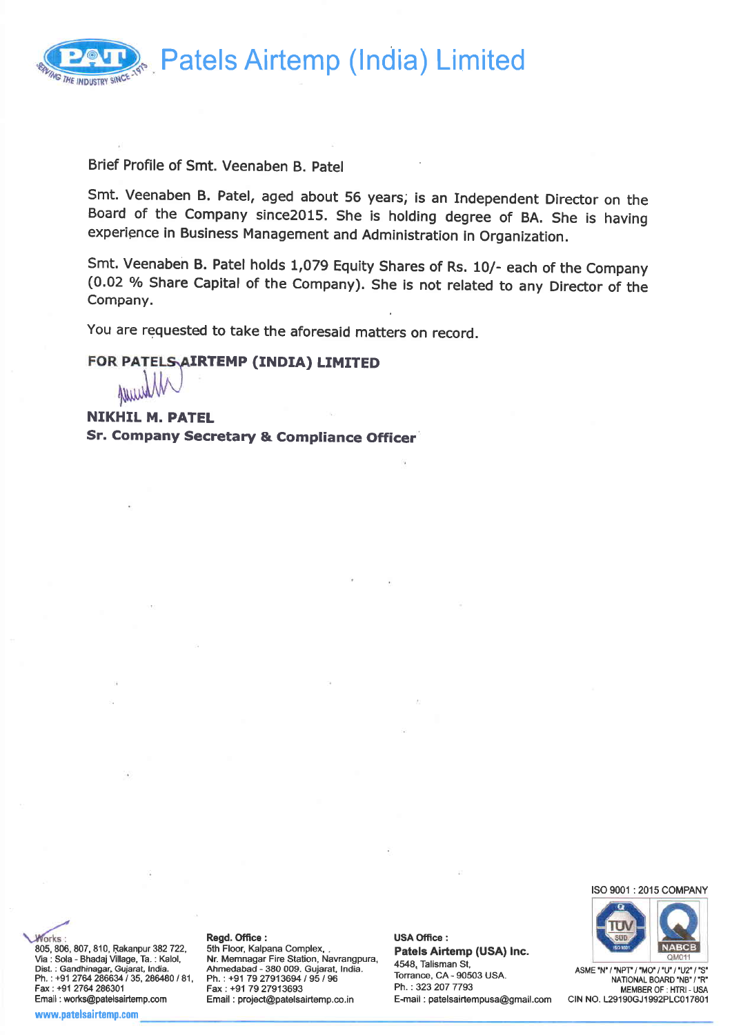# Patels Airtemp (India) Limited

Brief Profile of Smt. Veenaben B. Patel

Smt. Veenaben B. Patel, aged about 56 years; is an Independent Director on the Board of the Company since2015. She is holding degree of BA. She is having experience in Business Management and Administration in Organization.

Smt. Veenaben B. Patel holds 1,079 Equity Shares of Rs. 10/- each of the Company (0.02 % Share Capital of the Company). She is not related to any Director of the Company.

You are requested to take the aforesaid matters on record.

**FOR PATELS AIRTEMP (INDIA) LIMITED**

**NIKHIL M. PATEL**
**Sr. Company Secretary & Compliance Officer**

Works : 805, 806, 807, 810, Rakanpur 382 722, Via : Sola - Bhadaj Village, Ta. : Kalol, Dist. : Gandhinagar, Gujarat, India. Ph. : +91 2764 286634 / 35, 286480 / 81, Fax : +91 2764 286301 Email : works@patelsairtemp.com

Regd. Office : 5th Floor, Kalpana Complex, Nr. Memnagar Fire Station, Navrangpura, Ahmedabad - 380 009. Gujarat, India. Ph. : +91 79 27913694 / 95 / 96 Fax : +91 79 27913693 Email : project@patelsairtemp.co.in

USA Office : **Patels Airtemp (USA) Inc.** 4548, Talisman St, Torrance, CA - 90503 USA. Ph. : 323 207 7793 E-mail : patelsairtempusa@gmail.com

ISO 9001 : 2015 COMPANY

ASME "N" / "NPT" / "MO" / "U" / "U2" / "S" NATIONAL BOARD "NB" / "R" MEMBER OF : HTRI - USA CIN NO. L29190GJ1992PLC017801

www.patelsairtemp.com